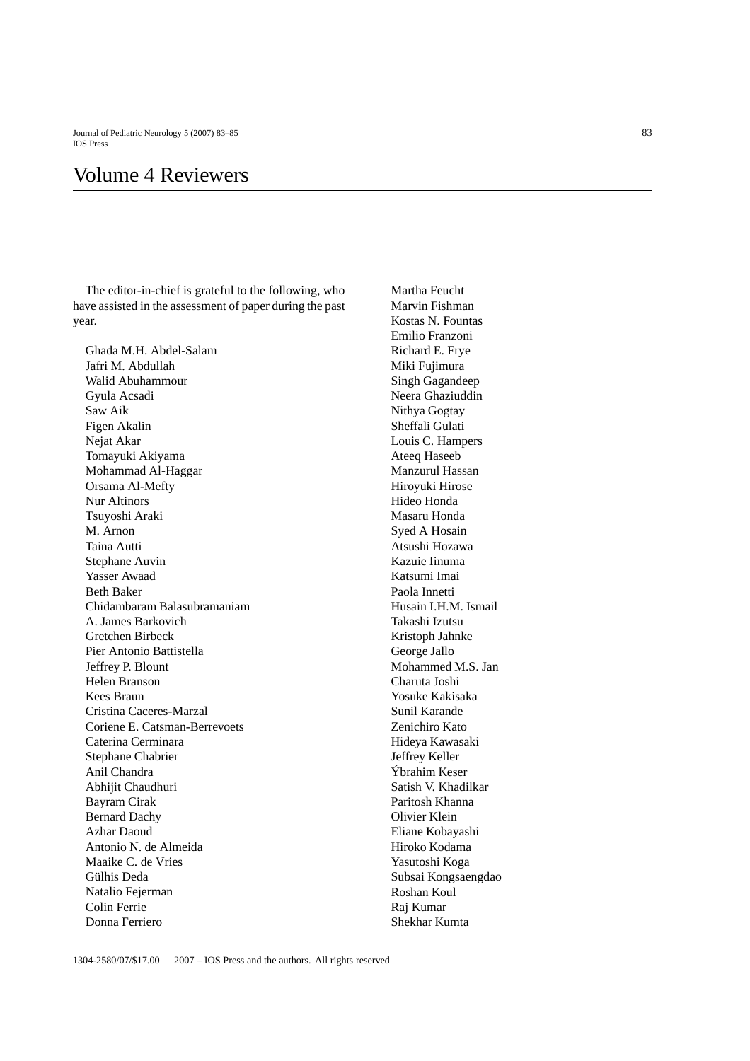# Volume 4 Reviewers

The editor-in-chief is grateful to the following, who have assisted in the assessment of paper during the past year.

Ghada M.H. Abdel-Salam
Jafri M. Abdullah
Walid Abuhammour
Gyula Acsadi
Saw Aik
Figen Akalin
Nejat Akar
Tomayuki Akiyama
Mohammad Al-Haggar
Orsama Al-Mefty
Nur Altinors
Tsuyoshi Araki
M. Arnon
Taina Autti
Stephane Auvin
Yasser Awaad
Beth Baker
Chidambaram Balasubramaniam
A. James Barkovich
Gretchen Birbeck
Pier Antonio Battistella
Jeffrey P. Blount
Helen Branson
Kees Braun
Cristina Caceres-Marzal
Coriene E. Catsman-Berrevoets
Caterina Cerminara
Stephane Chabrier
Anil Chandra
Abhijit Chaudhuri
Bayram Cirak
Bernard Dachy
Azhar Daoud
Antonio N. de Almeida
Maaike C. de Vries
Gülhis Deda
Natalio Fejerman
Colin Ferrie
Donna Ferriero
Martha Feucht
Marvin Fishman
Kostas N. Fountas
Emilio Franzoni
Richard E. Frye
Miki Fujimura
Singh Gagandeep
Neera Ghaziuddin
Nithya Gogtay
Sheffali Gulati
Louis C. Hampers
Ateeq Haseeb
Manzurul Hassan
Hiroyuki Hirose
Hideo Honda
Masaru Honda
Syed A Hosain
Atsushi Hozawa
Kazuie Iinuma
Katsumi Imai
Paola Innetti
Husain I.H.M. Ismail
Takashi Izutsu
Kristoph Jahnke
George Jallo
Mohammed M.S. Jan
Charuta Joshi
Yosuke Kakisaka
Sunil Karande
Zenichiro Kato
Hideya Kawasaki
Jeffrey Keller
Ýbrahim Keser
Satish V. Khadilkar
Paritosh Khanna
Olivier Klein
Eliane Kobayashi
Hiroko Kodama
Yasutoshi Koga
Subsai Kongsaengdao
Roshan Koul
Raj Kumar
Shekhar Kumta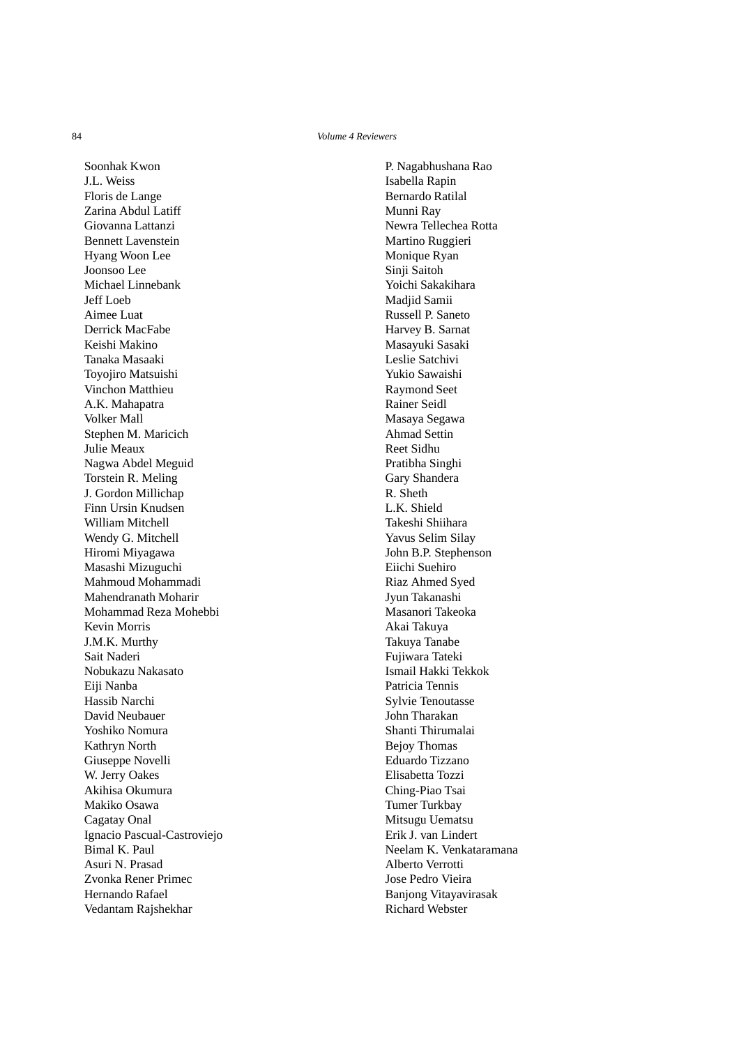Soonhak Kwon
J.L. Weiss
Floris de Lange
Zarina Abdul Latiff
Giovanna Lattanzi
Bennett Lavenstein
Hyang Woon Lee
Joonsoo Lee
Michael Linnebank
Jeff Loeb
Aimee Luat
Derrick MacFabe
Keishi Makino
Tanaka Masaaki
Toyojiro Matsuishi
Vinchon Matthieu
A.K. Mahapatra
Volker Mall
Stephen M. Maricich
Julie Meaux
Nagwa Abdel Meguid
Torstein R. Meling
J. Gordon Millichap
Finn Ursin Knudsen
William Mitchell
Wendy G. Mitchell
Hiromi Miyagawa
Masashi Mizuguchi
Mahmoud Mohammadi
Mahendranath Moharir
Mohammad Reza Mohebbi
Kevin Morris
J.M.K. Murthy
Sait Naderi
Nobukazu Nakasato
Eiji Nanba
Hassib Narchi
David Neubauer
Yoshiko Nomura
Kathryn North
Giuseppe Novelli
W. Jerry Oakes
Akihisa Okumura
Makiko Osawa
Cagatay Onal
Ignacio Pascual-Castroviejo
Bimal K. Paul
Asuri N. Prasad
Zvonka Rener Primec
Hernando Rafael
Vedantam Rajshekhar
P. Nagabhushana Rao
Isabella Rapin
Bernardo Ratilal
Munni Ray
Newra Tellechea Rotta
Martino Ruggieri
Monique Ryan
Sinji Saitoh
Yoichi Sakakihara
Madjid Samii
Russell P. Saneto
Harvey B. Sarnat
Masayuki Sasaki
Leslie Satchivi
Yukio Sawaishi
Raymond Seet
Rainer Seidl
Masaya Segawa
Ahmad Settin
Reet Sidhu
Pratibha Singhi
Gary Shandera
R. Sheth
L.K. Shield
Takeshi Shiihara
Yavus Selim Silay
John B.P. Stephenson
Eiichi Suehiro
Riaz Ahmed Syed
Jyun Takanashi
Masanori Takeoka
Akai Takuya
Takuya Tanabe
Fujiwara Tateki
Ismail Hakki Tekkok
Patricia Tennis
Sylvie Tenoutasse
John Tharakan
Shanti Thirumalai
Bejoy Thomas
Eduardo Tizzano
Elisabetta Tozzi
Ching-Piao Tsai
Tumer Turkbay
Mitsugu Uematsu
Erik J. van Lindert
Neelam K. Venkataramana
Alberto Verrotti
Jose Pedro Vieira
Banjong Vitayavirasak
Richard Webster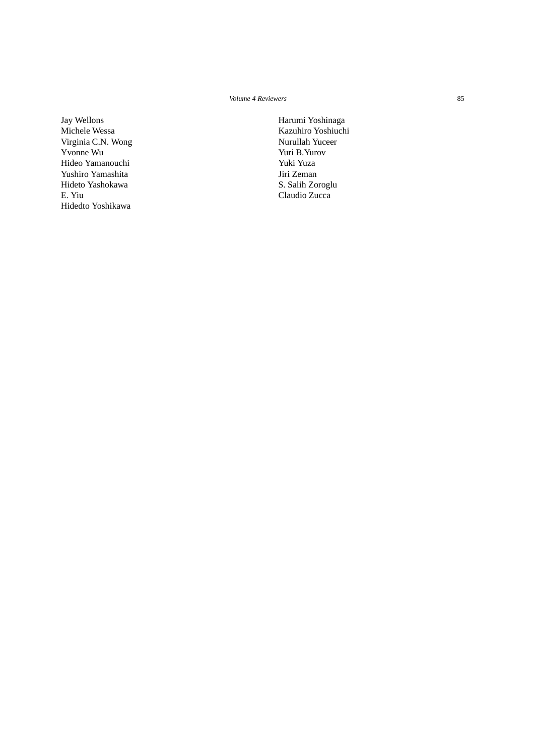Jay Wellons
Michele Wessa
Virginia C.N. Wong
Yvonne Wu
Hideo Yamanouchi
Yushiro Yamashita
Hideto Yashokawa
E. Yiu
Hidedto Yoshikawa
Harumi Yoshinaga
Kazuhiro Yoshiuchi
Nurullah Yuceer
Yuri B.Yurov
Yuki Yuza
Jiri Zeman
S. Salih Zoroglu
Claudio Zucca